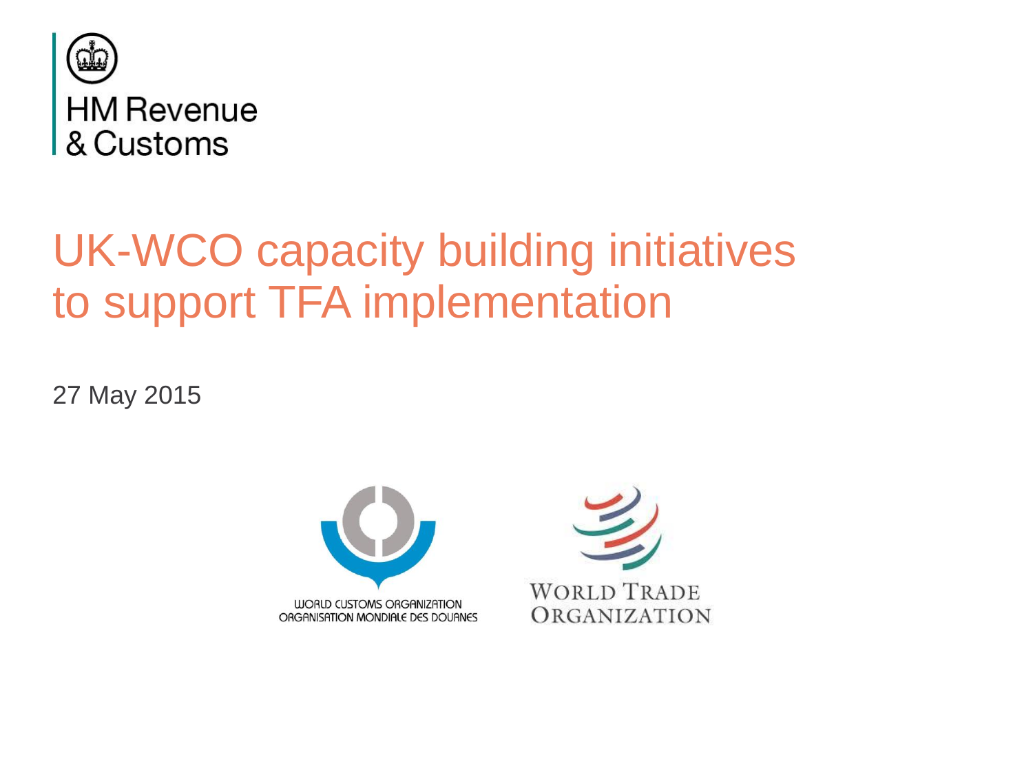HM Revenue & Customs

# UK-WCO capacity building initiatives to support TFA implementation

27 May 2015

WORLD CUSTOMS ORGANIZATION
ORGANISATION MONDIALE DES DOUANES

WORLD TRADE ORGANIZATION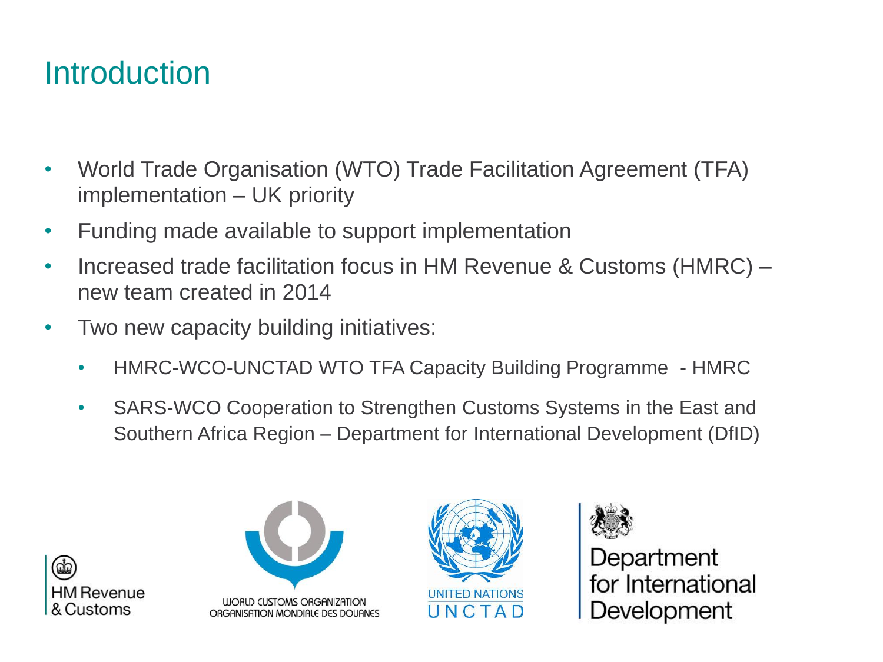# Introduction

- World Trade Organisation (WTO) Trade Facilitation Agreement (TFA) implementation – UK priority
- Funding made available to support implementation
- Increased trade facilitation focus in HM Revenue & Customs (HMRC) – new team created in 2014
- Two new capacity building initiatives:
  - HMRC-WCO-UNCTAD WTO TFA Capacity Building Programme - HMRC
  - SARS-WCO Cooperation to Strengthen Customs Systems in the East and Southern Africa Region – Department for International Development (DfID)

HM Revenue & Customs

WORLD CUSTOMS ORGANIZATION
ORGANISATION MONDIALE DES DOUANES

UNITED NATIONS
UNCTAD

Department for International Development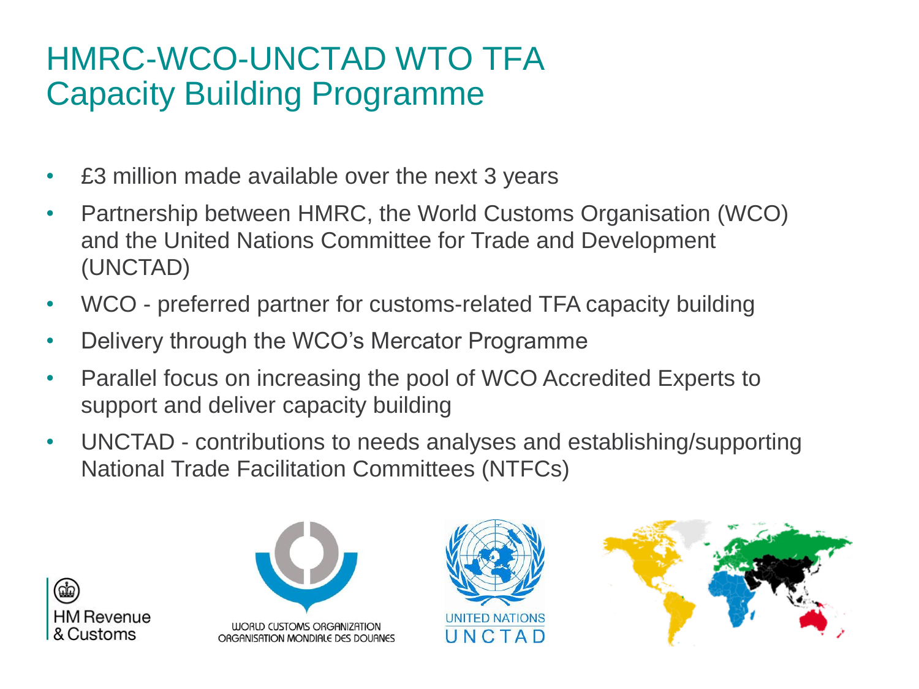# HMRC-WCO-UNCTAD WTO TFA Capacity Building Programme

- £3 million made available over the next 3 years
- Partnership between HMRC, the World Customs Organisation (WCO) and the United Nations Committee for Trade and Development (UNCTAD)
- WCO - preferred partner for customs-related TFA capacity building
- Delivery through the WCO's Mercator Programme
- Parallel focus on increasing the pool of WCO Accredited Experts to support and deliver capacity building
- UNCTAD - contributions to needs analyses and establishing/supporting National Trade Facilitation Committees (NTFCs)

HM Revenue & Customs

WORLD CUSTOMS ORGANIZATION
ORGANISATION MONDIALE DES DOUANES

UNITED NATIONS
UNCTAD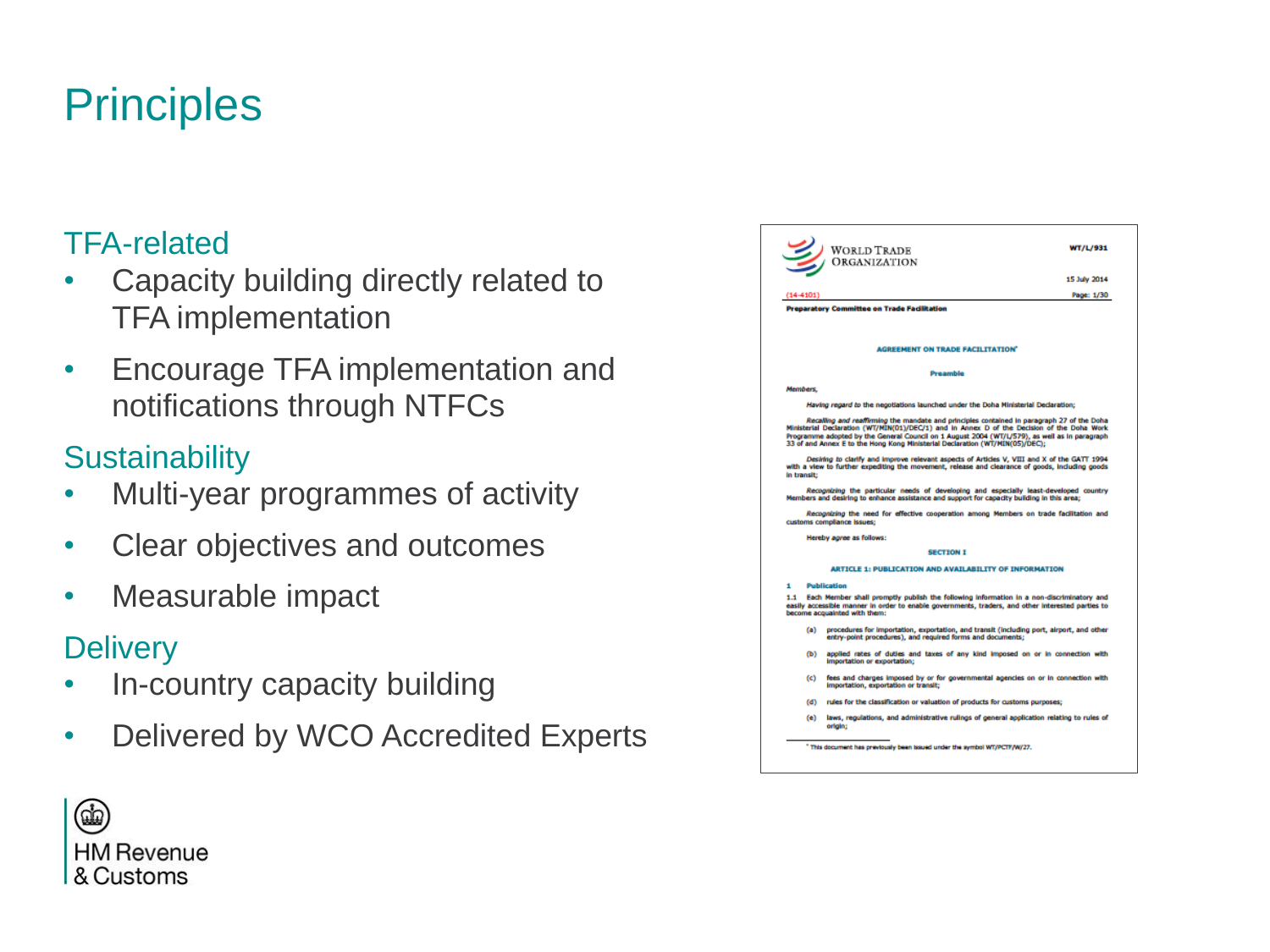# Principles

## TFA-related

- Capacity building directly related to TFA implementation
- Encourage TFA implementation and notifications through NTFCs

## Sustainability

- Multi-year programmes of activity
- Clear objectives and outcomes
- Measurable impact

## Delivery

- In-country capacity building
- Delivered by WCO Accredited Experts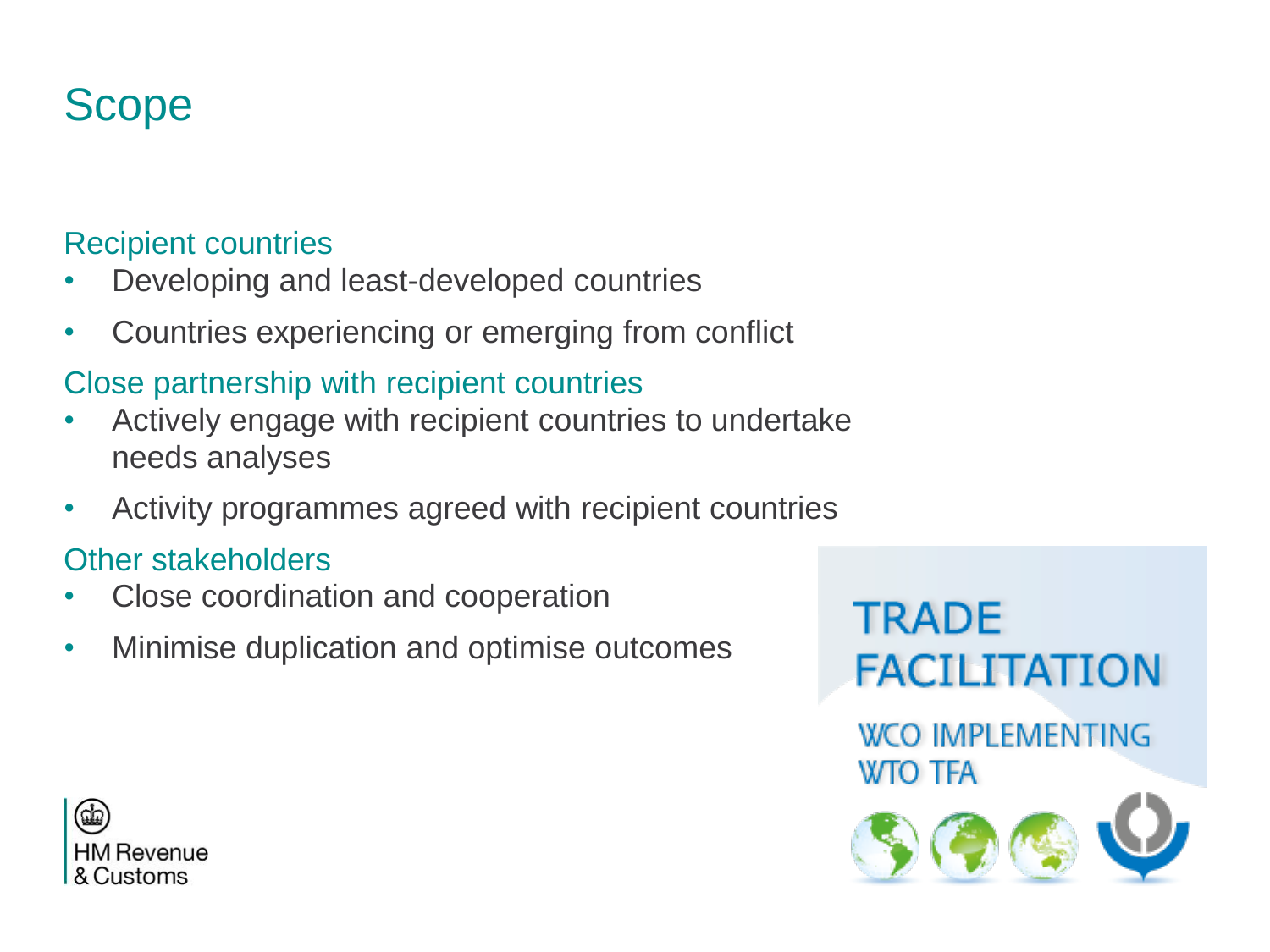# Scope

### Recipient countries

- Developing and least-developed countries
- Countries experiencing or emerging from conflict

### Close partnership with recipient countries

- Actively engage with recipient countries to undertake needs analyses
- Activity programmes agreed with recipient countries

### Other stakeholders

- Close coordination and cooperation
- Minimise duplication and optimise outcomes

TRADE FACILITATION

WCO IMPLEMENTING WTO TFA

HM Revenue & Customs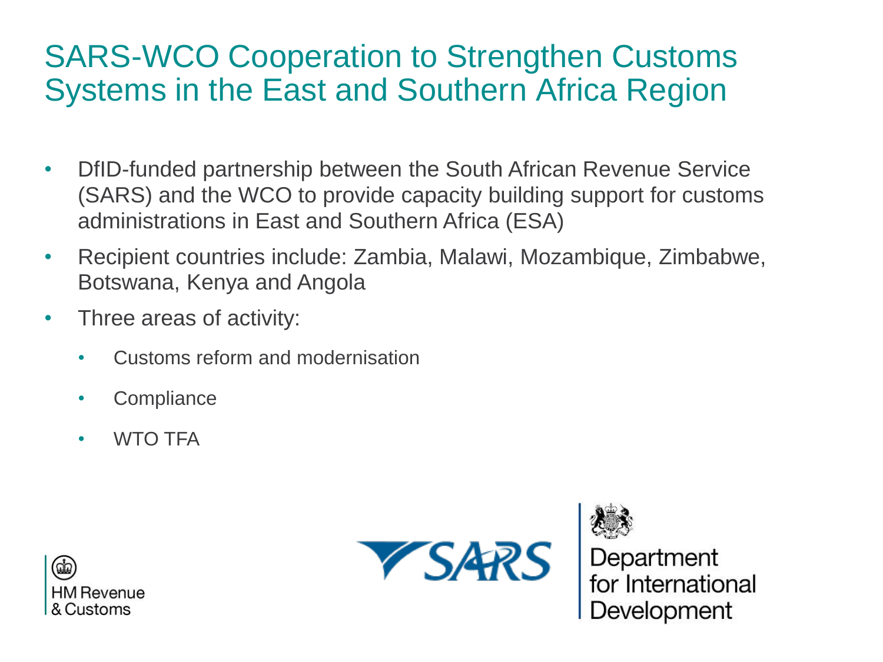# SARS-WCO Cooperation to Strengthen Customs Systems in the East and Southern Africa Region

- DfID-funded partnership between the South African Revenue Service (SARS) and the WCO to provide capacity building support for customs administrations in East and Southern Africa (ESA)
- Recipient countries include: Zambia, Malawi, Mozambique, Zimbabwe, Botswana, Kenya and Angola
- Three areas of activity:
  - Customs reform and modernisation
  - Compliance
  - WTO TFA

HM Revenue & Customs

SARS

Department for International Development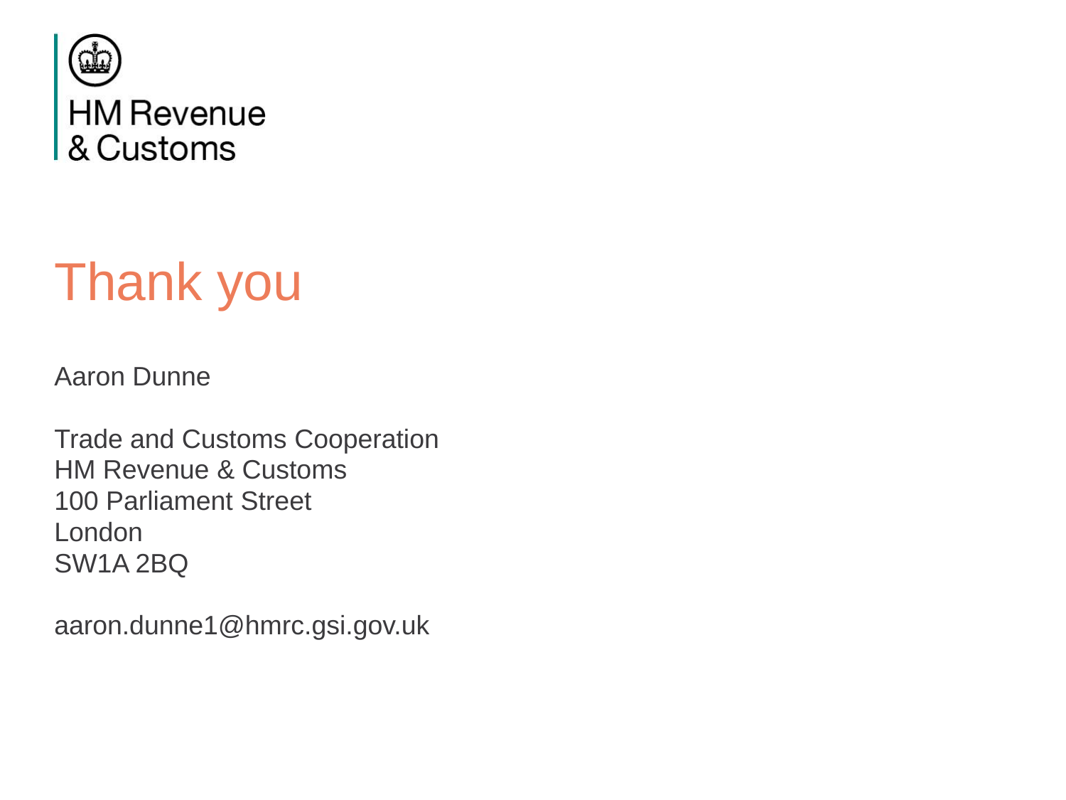HM Revenue
& Customs

# Thank you

Aaron Dunne

Trade and Customs Cooperation
HM Revenue & Customs
100 Parliament Street
London
SW1A 2BQ

aaron.dunne1@hmrc.gsi.gov.uk